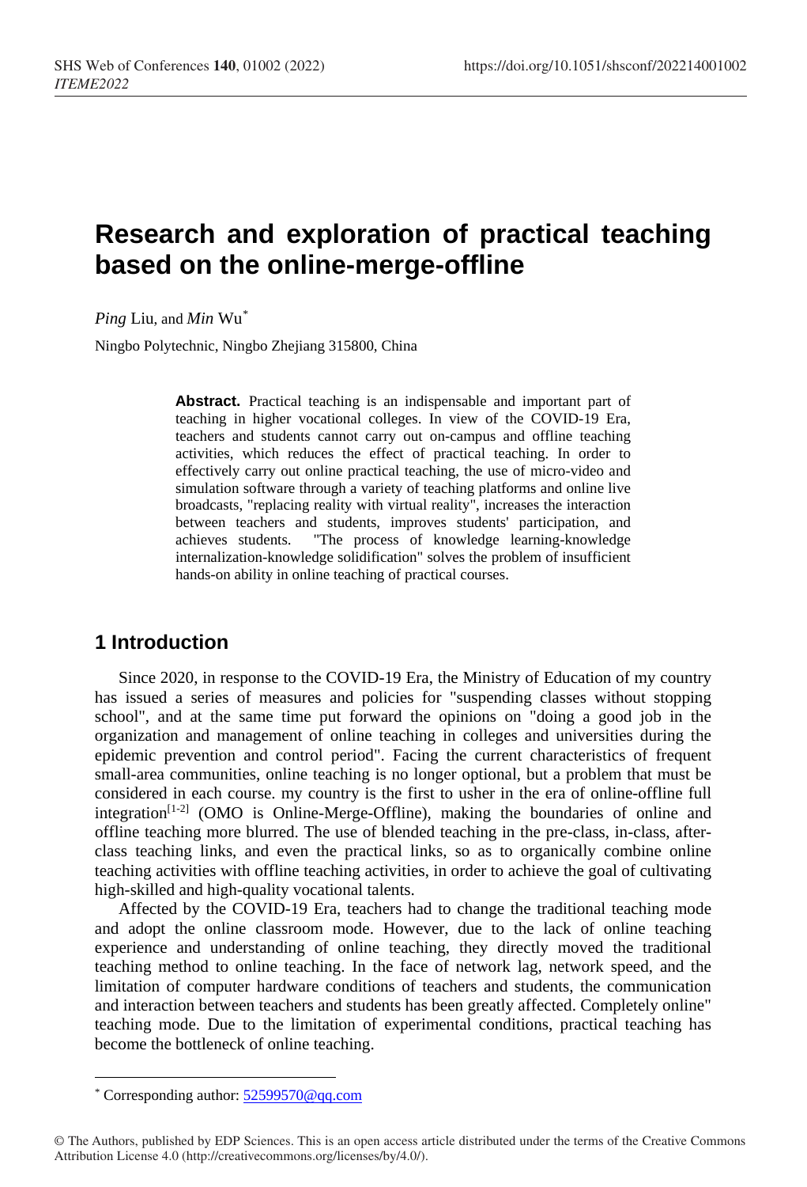# Research and exploration of practical teaching based on the online-merge-offline

*Ping* Liu, and *Min* Wu*

Ningbo Polytechnic, Ningbo Zhejiang 315800, China

**Abstract.** Practical teaching is an indispensable and important part of teaching in higher vocational colleges. In view of the COVID-19 Era, teachers and students cannot carry out on-campus and offline teaching activities, which reduces the effect of practical teaching. In order to effectively carry out online practical teaching, the use of micro-video and simulation software through a variety of teaching platforms and online live broadcasts, "replacing reality with virtual reality", increases the interaction between teachers and students, improves students' participation, and achieves students. "The process of knowledge learning-knowledge internalization-knowledge solidification" solves the problem of insufficient hands-on ability in online teaching of practical courses.

## 1 Introduction

Since 2020, in response to the COVID-19 Era, the Ministry of Education of my country has issued a series of measures and policies for "suspending classes without stopping school", and at the same time put forward the opinions on "doing a good job in the organization and management of online teaching in colleges and universities during the epidemic prevention and control period". Facing the current characteristics of frequent small-area communities, online teaching is no longer optional, but a problem that must be considered in each course. my country is the first to usher in the era of online-offline full integration[1-2] (OMO is Online-Merge-Offline), making the boundaries of online and offline teaching more blurred. The use of blended teaching in the pre-class, in-class, after-class teaching links, and even the practical links, so as to organically combine online teaching activities with offline teaching activities, in order to achieve the goal of cultivating high-skilled and high-quality vocational talents.

Affected by the COVID-19 Era, teachers had to change the traditional teaching mode and adopt the online classroom mode. However, due to the lack of online teaching experience and understanding of online teaching, they directly moved the traditional teaching method to online teaching. In the face of network lag, network speed, and the limitation of computer hardware conditions of teachers and students, the communication and interaction between teachers and students has been greatly affected. Completely online" teaching mode. Due to the limitation of experimental conditions, practical teaching has become the bottleneck of online teaching.

* Corresponding author: 52599570@qq.com

© The Authors, published by EDP Sciences. This is an open access article distributed under the terms of the Creative Commons Attribution License 4.0 (http://creativecommons.org/licenses/by/4.0/).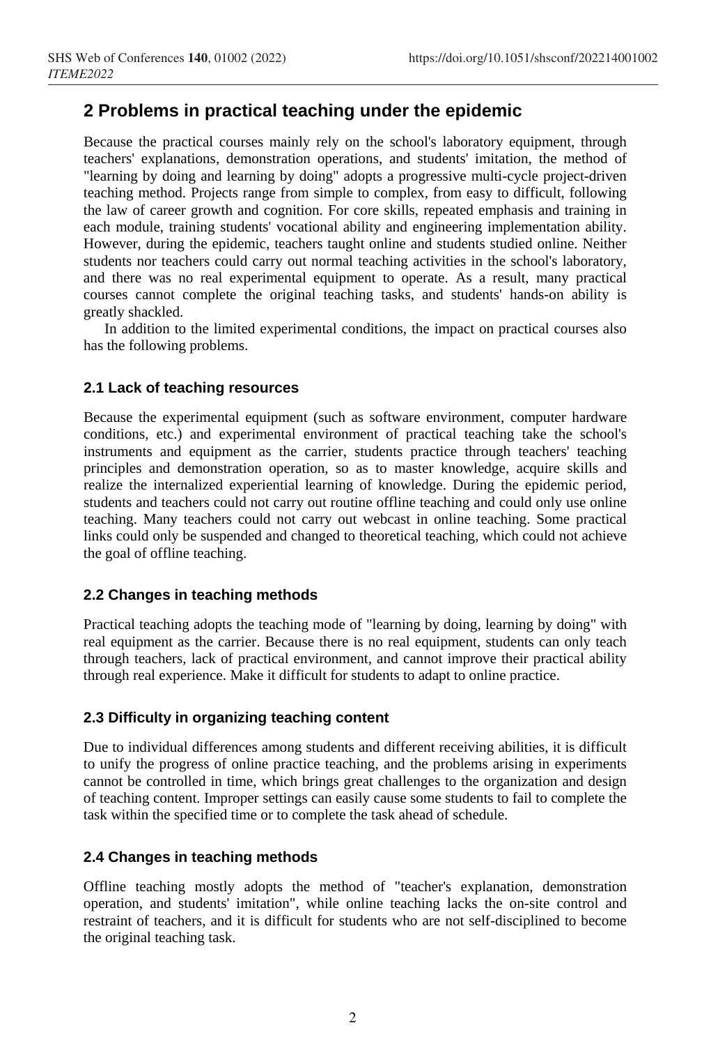## 2 Problems in practical teaching under the epidemic

Because the practical courses mainly rely on the school's laboratory equipment, through teachers' explanations, demonstration operations, and students' imitation, the method of "learning by doing and learning by doing" adopts a progressive multi-cycle project-driven teaching method. Projects range from simple to complex, from easy to difficult, following the law of career growth and cognition. For core skills, repeated emphasis and training in each module, training students' vocational ability and engineering implementation ability. However, during the epidemic, teachers taught online and students studied online. Neither students nor teachers could carry out normal teaching activities in the school's laboratory, and there was no real experimental equipment to operate. As a result, many practical courses cannot complete the original teaching tasks, and students' hands-on ability is greatly shackled.

In addition to the limited experimental conditions, the impact on practical courses also has the following problems.

### 2.1 Lack of teaching resources

Because the experimental equipment (such as software environment, computer hardware conditions, etc.) and experimental environment of practical teaching take the school's instruments and equipment as the carrier, students practice through teachers' teaching principles and demonstration operation, so as to master knowledge, acquire skills and realize the internalized experiential learning of knowledge. During the epidemic period, students and teachers could not carry out routine offline teaching and could only use online teaching. Many teachers could not carry out webcast in online teaching. Some practical links could only be suspended and changed to theoretical teaching, which could not achieve the goal of offline teaching.

### 2.2 Changes in teaching methods

Practical teaching adopts the teaching mode of "learning by doing, learning by doing" with real equipment as the carrier. Because there is no real equipment, students can only teach through teachers, lack of practical environment, and cannot improve their practical ability through real experience. Make it difficult for students to adapt to online practice.

### 2.3 Difficulty in organizing teaching content

Due to individual differences among students and different receiving abilities, it is difficult to unify the progress of online practice teaching, and the problems arising in experiments cannot be controlled in time, which brings great challenges to the organization and design of teaching content. Improper settings can easily cause some students to fail to complete the task within the specified time or to complete the task ahead of schedule.

### 2.4 Changes in teaching methods

Offline teaching mostly adopts the method of "teacher's explanation, demonstration operation, and students' imitation", while online teaching lacks the on-site control and restraint of teachers, and it is difficult for students who are not self-disciplined to become the original teaching task.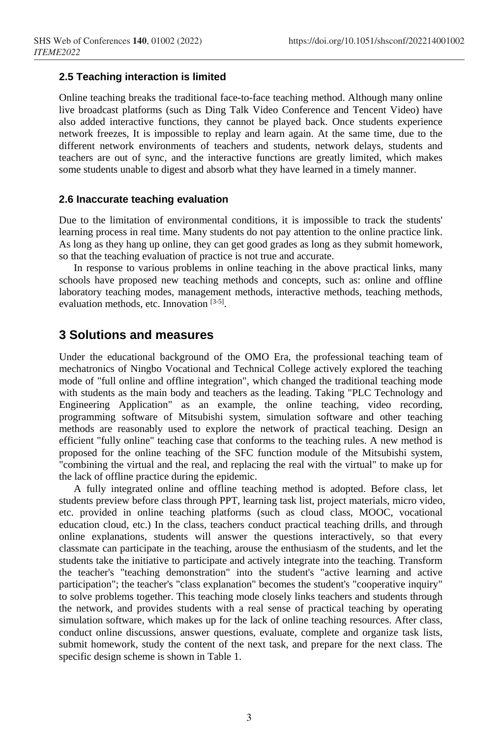### 2.5 Teaching interaction is limited

Online teaching breaks the traditional face-to-face teaching method. Although many online live broadcast platforms (such as Ding Talk Video Conference and Tencent Video) have also added interactive functions, they cannot be played back. Once students experience network freezes, It is impossible to replay and learn again. At the same time, due to the different network environments of teachers and students, network delays, students and teachers are out of sync, and the interactive functions are greatly limited, which makes some students unable to digest and absorb what they have learned in a timely manner.

### 2.6 Inaccurate teaching evaluation

Due to the limitation of environmental conditions, it is impossible to track the students' learning process in real time. Many students do not pay attention to the online practice link. As long as they hang up online, they can get good grades as long as they submit homework, so that the teaching evaluation of practice is not true and accurate.

In response to various problems in online teaching in the above practical links, many schools have proposed new teaching methods and concepts, such as: online and offline laboratory teaching modes, management methods, interactive methods, teaching methods, evaluation methods, etc. Innovation [3-5].

## 3 Solutions and measures

Under the educational background of the OMO Era, the professional teaching team of mechatronics of Ningbo Vocational and Technical College actively explored the teaching mode of "full online and offline integration", which changed the traditional teaching mode with students as the main body and teachers as the leading. Taking "PLC Technology and Engineering Application" as an example, the online teaching, video recording, programming software of Mitsubishi system, simulation software and other teaching methods are reasonably used to explore the network of practical teaching. Design an efficient "fully online" teaching case that conforms to the teaching rules. A new method is proposed for the online teaching of the SFC function module of the Mitsubishi system, "combining the virtual and the real, and replacing the real with the virtual" to make up for the lack of offline practice during the epidemic.

A fully integrated online and offline teaching method is adopted. Before class, let students preview before class through PPT, learning task list, project materials, micro video, etc. provided in online teaching platforms (such as cloud class, MOOC, vocational education cloud, etc.) In the class, teachers conduct practical teaching drills, and through online explanations, students will answer the questions interactively, so that every classmate can participate in the teaching, arouse the enthusiasm of the students, and let the students take the initiative to participate and actively integrate into the teaching. Transform the teacher's "teaching demonstration" into the student's "active learning and active participation"; the teacher's "class explanation" becomes the student's "cooperative inquiry" to solve problems together. This teaching mode closely links teachers and students through the network, and provides students with a real sense of practical teaching by operating simulation software, which makes up for the lack of online teaching resources. After class, conduct online discussions, answer questions, evaluate, complete and organize task lists, submit homework, study the content of the next task, and prepare for the next class. The specific design scheme is shown in Table 1.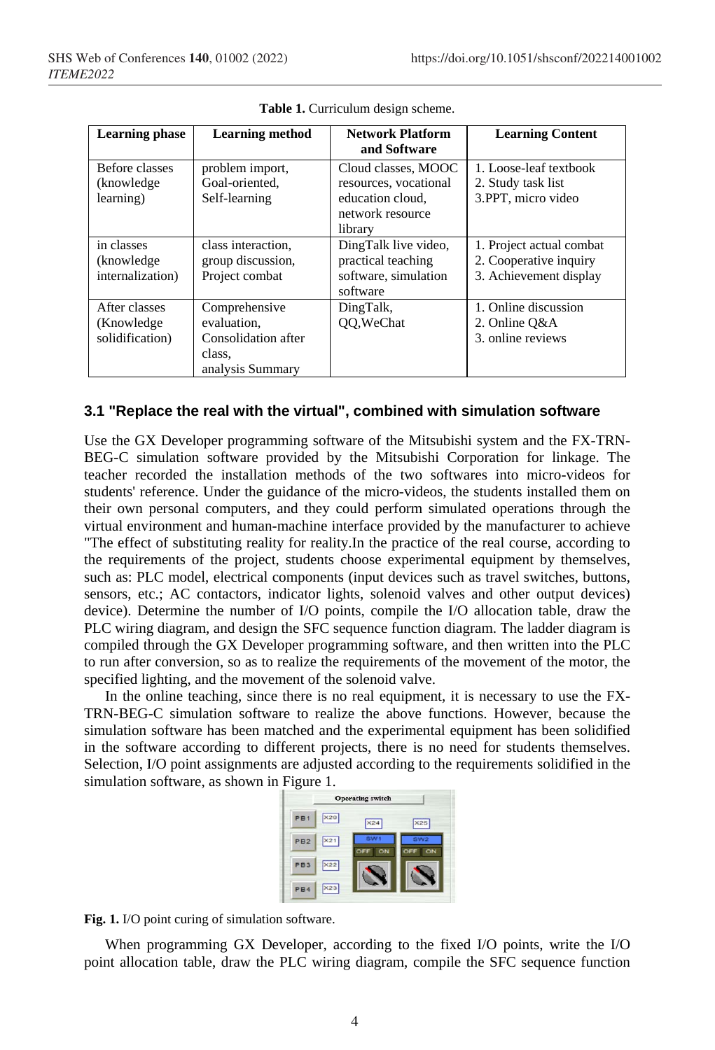**Table 1.** Curriculum design scheme.

| Learning phase | Learning method | Network Platform and Software | Learning Content |
|---|---|---|---|
| Before classes (knowledge learning) | problem import, Goal-oriented, Self-learning | Cloud classes, MOOC resources, vocational education cloud, network resource library | 1. Loose-leaf textbook 2. Study task list 3.PPT, micro video |
| in classes (knowledge internalization) | class interaction, group discussion, Project combat | DingTalk live video, practical teaching software, simulation software | 1. Project actual combat 2. Cooperative inquiry 3. Achievement display |
| After classes (Knowledge solidification) | Comprehensive evaluation, Consolidation after class, analysis Summary | DingTalk, QQ,WeChat | 1. Online discussion 2. Online Q&A 3. online reviews |

### 3.1 "Replace the real with the virtual", combined with simulation software

Use the GX Developer programming software of the Mitsubishi system and the FX-TRN-BEG-C simulation software provided by the Mitsubishi Corporation for linkage. The teacher recorded the installation methods of the two softwares into micro-videos for students' reference. Under the guidance of the micro-videos, the students installed them on their own personal computers, and they could perform simulated operations through the virtual environment and human-machine interface provided by the manufacturer to achieve "The effect of substituting reality for reality.In the practice of the real course, according to the requirements of the project, students choose experimental equipment by themselves, such as: PLC model, electrical components (input devices such as travel switches, buttons, sensors, etc.; AC contactors, indicator lights, solenoid valves and other output devices) device). Determine the number of I/O points, compile the I/O allocation table, draw the PLC wiring diagram, and design the SFC sequence function diagram. The ladder diagram is compiled through the GX Developer programming software, and then written into the PLC to run after conversion, so as to realize the requirements of the movement of the motor, the specified lighting, and the movement of the solenoid valve.

In the online teaching, since there is no real equipment, it is necessary to use the FX-TRN-BEG-C simulation software to realize the above functions. However, because the simulation software has been matched and the experimental equipment has been solidified in the software according to different projects, there is no need for students themselves. Selection, I/O point assignments are adjusted according to the requirements solidified in the simulation software, as shown in Figure 1.

**Fig. 1.** I/O point curing of simulation software.

When programming GX Developer, according to the fixed I/O points, write the I/O point allocation table, draw the PLC wiring diagram, compile the SFC sequence function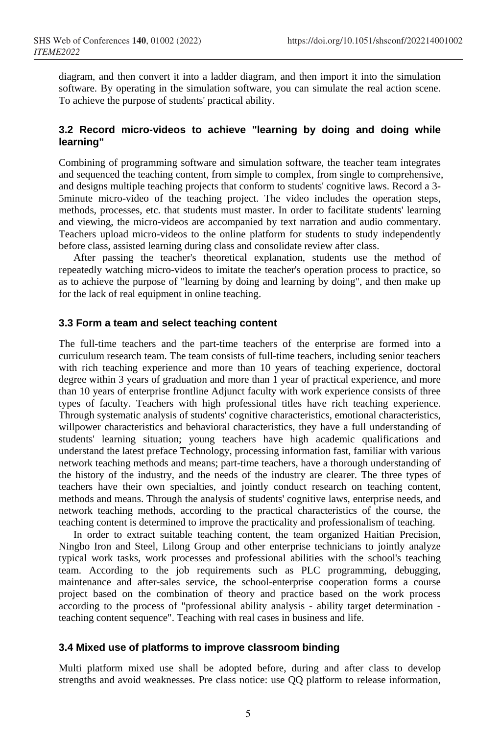diagram, and then convert it into a ladder diagram, and then import it into the simulation software. By operating in the simulation software, you can simulate the real action scene. To achieve the purpose of students' practical ability.

### 3.2 Record micro-videos to achieve "learning by doing and doing while learning"

Combining of programming software and simulation software, the teacher team integrates and sequenced the teaching content, from simple to complex, from single to comprehensive, and designs multiple teaching projects that conform to students' cognitive laws. Record a 3-5minute micro-video of the teaching project. The video includes the operation steps, methods, processes, etc. that students must master. In order to facilitate students' learning and viewing, the micro-videos are accompanied by text narration and audio commentary. Teachers upload micro-videos to the online platform for students to study independently before class, assisted learning during class and consolidate review after class.

After passing the teacher's theoretical explanation, students use the method of repeatedly watching micro-videos to imitate the teacher's operation process to practice, so as to achieve the purpose of "learning by doing and learning by doing", and then make up for the lack of real equipment in online teaching.

### 3.3 Form a team and select teaching content

The full-time teachers and the part-time teachers of the enterprise are formed into a curriculum research team. The team consists of full-time teachers, including senior teachers with rich teaching experience and more than 10 years of teaching experience, doctoral degree within 3 years of graduation and more than 1 year of practical experience, and more than 10 years of enterprise frontline Adjunct faculty with work experience consists of three types of faculty. Teachers with high professional titles have rich teaching experience. Through systematic analysis of students' cognitive characteristics, emotional characteristics, willpower characteristics and behavioral characteristics, they have a full understanding of students' learning situation; young teachers have high academic qualifications and understand the latest preface Technology, processing information fast, familiar with various network teaching methods and means; part-time teachers, have a thorough understanding of the history of the industry, and the needs of the industry are clearer. The three types of teachers have their own specialties, and jointly conduct research on teaching content, methods and means. Through the analysis of students' cognitive laws, enterprise needs, and network teaching methods, according to the practical characteristics of the course, the teaching content is determined to improve the practicality and professionalism of teaching.

In order to extract suitable teaching content, the team organized Haitian Precision, Ningbo Iron and Steel, Lilong Group and other enterprise technicians to jointly analyze typical work tasks, work processes and professional abilities with the school's teaching team. According to the job requirements such as PLC programming, debugging, maintenance and after-sales service, the school-enterprise cooperation forms a course project based on the combination of theory and practice based on the work process according to the process of "professional ability analysis - ability target determination - teaching content sequence". Teaching with real cases in business and life.

### 3.4 Mixed use of platforms to improve classroom binding

Multi platform mixed use shall be adopted before, during and after class to develop strengths and avoid weaknesses. Pre class notice: use QQ platform to release information,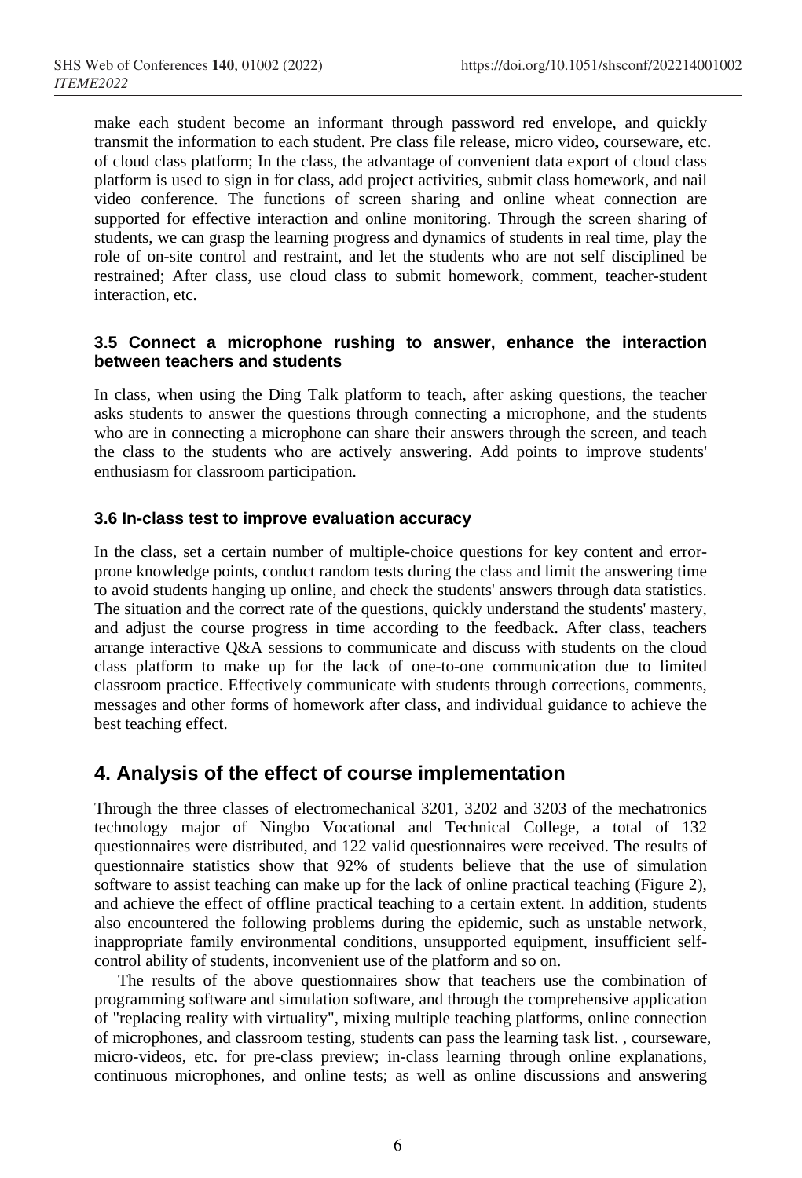make each student become an informant through password red envelope, and quickly transmit the information to each student. Pre class file release, micro video, courseware, etc. of cloud class platform; In the class, the advantage of convenient data export of cloud class platform is used to sign in for class, add project activities, submit class homework, and nail video conference. The functions of screen sharing and online wheat connection are supported for effective interaction and online monitoring. Through the screen sharing of students, we can grasp the learning progress and dynamics of students in real time, play the role of on-site control and restraint, and let the students who are not self disciplined be restrained; After class, use cloud class to submit homework, comment, teacher-student interaction, etc.

### 3.5 Connect a microphone rushing to answer, enhance the interaction between teachers and students

In class, when using the Ding Talk platform to teach, after asking questions, the teacher asks students to answer the questions through connecting a microphone, and the students who are in connecting a microphone can share their answers through the screen, and teach the class to the students who are actively answering. Add points to improve students' enthusiasm for classroom participation.

### 3.6 In-class test to improve evaluation accuracy

In the class, set a certain number of multiple-choice questions for key content and error-prone knowledge points, conduct random tests during the class and limit the answering time to avoid students hanging up online, and check the students' answers through data statistics. The situation and the correct rate of the questions, quickly understand the students' mastery, and adjust the course progress in time according to the feedback. After class, teachers arrange interactive Q&A sessions to communicate and discuss with students on the cloud class platform to make up for the lack of one-to-one communication due to limited classroom practice. Effectively communicate with students through corrections, comments, messages and other forms of homework after class, and individual guidance to achieve the best teaching effect.

## 4. Analysis of the effect of course implementation

Through the three classes of electromechanical 3201, 3202 and 3203 of the mechatronics technology major of Ningbo Vocational and Technical College, a total of 132 questionnaires were distributed, and 122 valid questionnaires were received. The results of questionnaire statistics show that 92% of students believe that the use of simulation software to assist teaching can make up for the lack of online practical teaching (Figure 2), and achieve the effect of offline practical teaching to a certain extent. In addition, students also encountered the following problems during the epidemic, such as unstable network, inappropriate family environmental conditions, unsupported equipment, insufficient self-control ability of students, inconvenient use of the platform and so on.

The results of the above questionnaires show that teachers use the combination of programming software and simulation software, and through the comprehensive application of "replacing reality with virtuality", mixing multiple teaching platforms, online connection of microphones, and classroom testing, students can pass the learning task list. , courseware, micro-videos, etc. for pre-class preview; in-class learning through online explanations, continuous microphones, and online tests; as well as online discussions and answering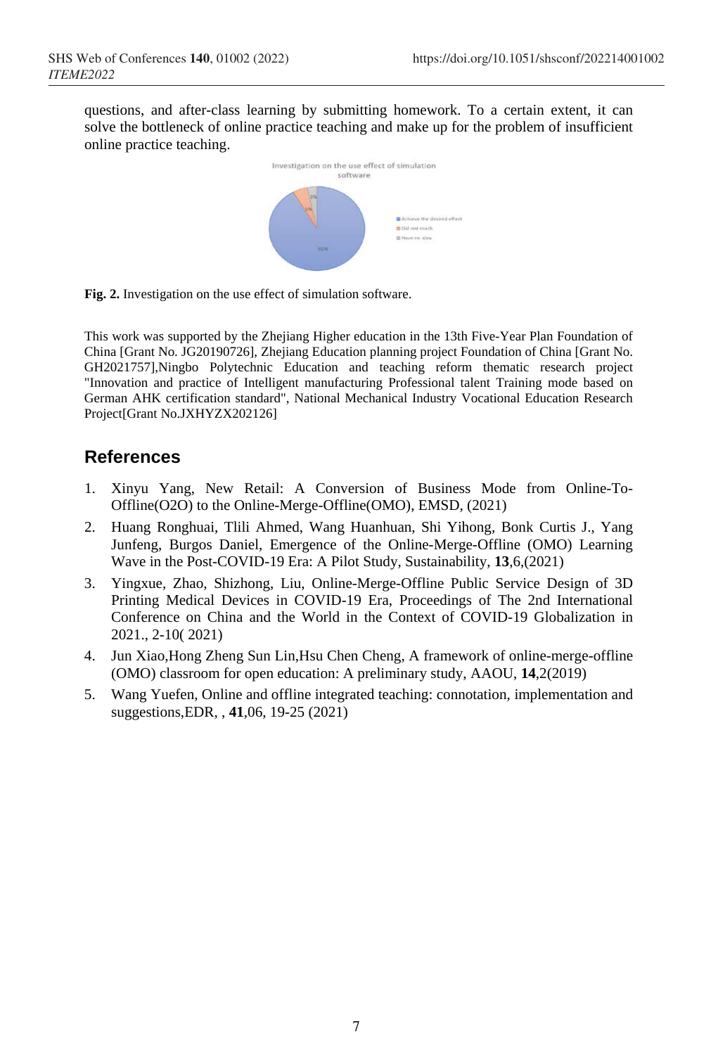questions, and after-class learning by submitting homework. To a certain extent, it can solve the bottleneck of online practice teaching and make up for the problem of insufficient online practice teaching.

Investigation on the use effect of simulation software

3%

5%

92%

Achieve the desired effect

Did not reach

Have no idea

**Fig. 2.** Investigation on the use effect of simulation software.

This work was supported by the Zhejiang Higher education in the 13th Five-Year Plan Foundation of China [Grant No. JG20190726], Zhejiang Education planning project Foundation of China [Grant No. GH2021757],Ningbo Polytechnic Education and teaching reform thematic research project "Innovation and practice of Intelligent manufacturing Professional talent Training mode based on German AHK certification standard", National Mechanical Industry Vocational Education Research Project[Grant No.JXHYZX202126]

## References

1. Xinyu Yang, New Retail: A Conversion of Business Mode from Online-To-Offline(O2O) to the Online-Merge-Offline(OMO), EMSD, (2021)
2. Huang Ronghuai, Tlili Ahmed, Wang Huanhuan, Shi Yihong, Bonk Curtis J., Yang Junfeng, Burgos Daniel, Emergence of the Online-Merge-Offline (OMO) Learning Wave in the Post-COVID-19 Era: A Pilot Study, Sustainability, **13**,6,(2021)
3. Yingxue, Zhao, Shizhong, Liu, Online-Merge-Offline Public Service Design of 3D Printing Medical Devices in COVID-19 Era, Proceedings of The 2nd International Conference on China and the World in the Context of COVID-19 Globalization in 2021., 2-10( 2021)
4. Jun Xiao,Hong Zheng Sun Lin,Hsu Chen Cheng, A framework of online-merge-offline (OMO) classroom for open education: A preliminary study, AAOU, **14**,2(2019)
5. Wang Yuefen, Online and offline integrated teaching: connotation, implementation and suggestions,EDR, , **41**,06, 19-25 (2021)